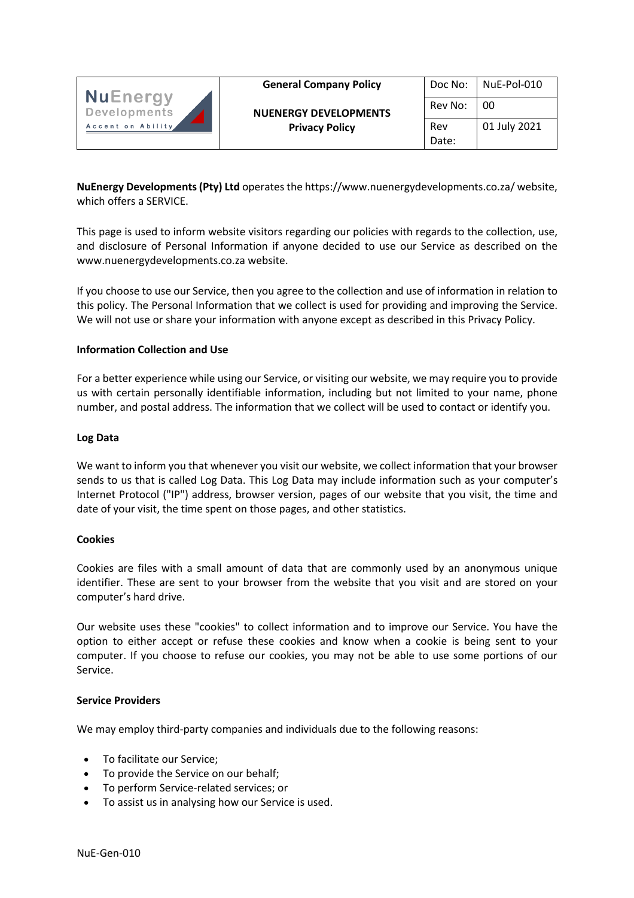| NuEnergy Developments Accent on Ability | General Company Policy | Doc No: | NuE-Pol-010 |
|---|---|---|---|
| | NUENERGY DEVELOPMENTS Privacy Policy | Rev No: | 00 |
| | | Rev Date: | 01 July 2021 |

**NuEnergy Developments (Pty) Ltd** operates the https://www.nuenergydevelopments.co.za/ website, which offers a SERVICE.

This page is used to inform website visitors regarding our policies with regards to the collection, use, and disclosure of Personal Information if anyone decided to use our Service as described on the www.nuenergydevelopments.co.za website.

If you choose to use our Service, then you agree to the collection and use of information in relation to this policy. The Personal Information that we collect is used for providing and improving the Service. We will not use or share your information with anyone except as described in this Privacy Policy.

**Information Collection and Use**

For a better experience while using our Service, or visiting our website, we may require you to provide us with certain personally identifiable information, including but not limited to your name, phone number, and postal address. The information that we collect will be used to contact or identify you.

**Log Data**

We want to inform you that whenever you visit our website, we collect information that your browser sends to us that is called Log Data. This Log Data may include information such as your computer's Internet Protocol ("IP") address, browser version, pages of our website that you visit, the time and date of your visit, the time spent on those pages, and other statistics.

**Cookies**

Cookies are files with a small amount of data that are commonly used by an anonymous unique identifier. These are sent to your browser from the website that you visit and are stored on your computer's hard drive.

Our website uses these "cookies" to collect information and to improve our Service. You have the option to either accept or refuse these cookies and know when a cookie is being sent to your computer. If you choose to refuse our cookies, you may not be able to use some portions of our Service.

**Service Providers**

We may employ third-party companies and individuals due to the following reasons:

- To facilitate our Service;
- To provide the Service on our behalf;
- To perform Service-related services; or
- To assist us in analysing how our Service is used.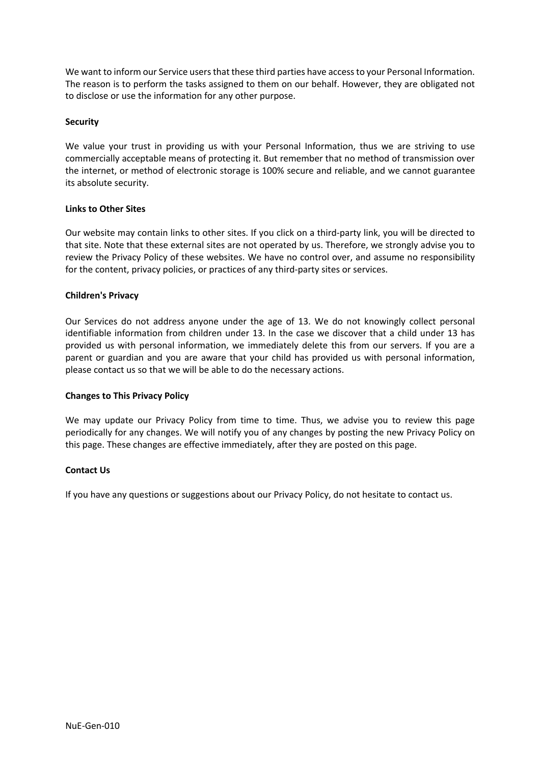We want to inform our Service users that these third parties have access to your Personal Information. The reason is to perform the tasks assigned to them on our behalf. However, they are obligated not to disclose or use the information for any other purpose.

**Security**

We value your trust in providing us with your Personal Information, thus we are striving to use commercially acceptable means of protecting it. But remember that no method of transmission over the internet, or method of electronic storage is 100% secure and reliable, and we cannot guarantee its absolute security.

**Links to Other Sites**

Our website may contain links to other sites. If you click on a third-party link, you will be directed to that site. Note that these external sites are not operated by us. Therefore, we strongly advise you to review the Privacy Policy of these websites. We have no control over, and assume no responsibility for the content, privacy policies, or practices of any third-party sites or services.

**Children's Privacy**

Our Services do not address anyone under the age of 13. We do not knowingly collect personal identifiable information from children under 13. In the case we discover that a child under 13 has provided us with personal information, we immediately delete this from our servers. If you are a parent or guardian and you are aware that your child has provided us with personal information, please contact us so that we will be able to do the necessary actions.

**Changes to This Privacy Policy**

We may update our Privacy Policy from time to time. Thus, we advise you to review this page periodically for any changes. We will notify you of any changes by posting the new Privacy Policy on this page. These changes are effective immediately, after they are posted on this page.

**Contact Us**

If you have any questions or suggestions about our Privacy Policy, do not hesitate to contact us.